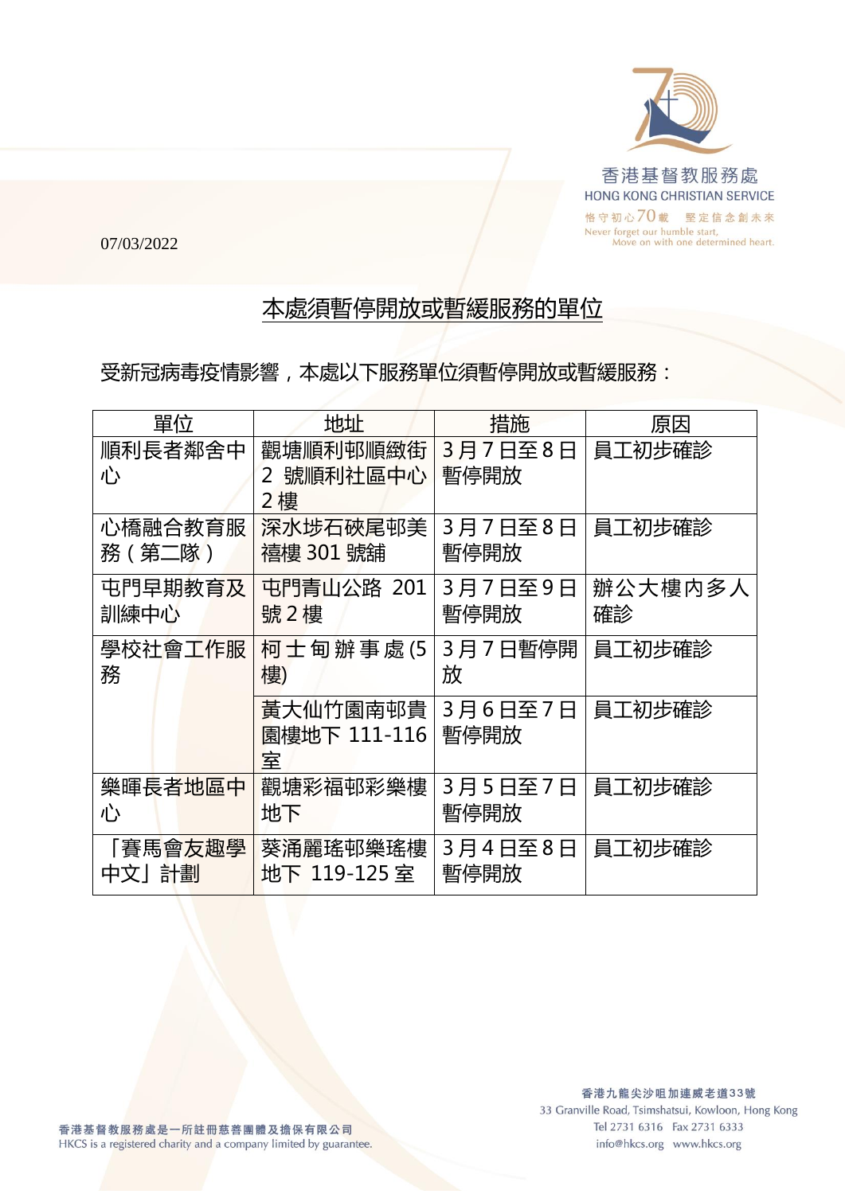07/03/2022

## 本處須暫停開放或暫緩服務的單位

受新冠病毒疫情影響，本處以下服務單位須暫停開放或暫緩服務：

| 單位 | 地址 | 措施 | 原因 |
|---|---|---|---|
| 順利長者鄰舍中心 | 觀塘順利邨順緻街 2 號順利社區中心 2 樓 | 3 月 7 日至 8 日暫停開放 | 員工初步確診 |
| 心橋融合教育服務（第二隊） | 深水埗石硤尾邨美禧樓 301 號舖 | 3 月 7 日至 8 日暫停開放 | 員工初步確診 |
| 屯門早期教育及訓練中心 | 屯門青山公路 201 號 2 樓 | 3 月 7 日至 9 日暫停開放 | 辦公大樓內多人確診 |
| 學校社會工作服務 | 柯士甸辦事處 (5 樓) | 3 月 7 日暫停開放 | 員工初步確診 |
| | 黃大仙竹園南邨貴園樓地下 111-116 室 | 3 月 6 日至 7 日暫停開放 | 員工初步確診 |
| 樂暉長者地區中心 | 觀塘彩福邨彩樂樓地下 | 3 月 5 日至 7 日暫停開放 | 員工初步確診 |
| 「賽馬會友趣學中文」計劃 | 葵涌麗瑤邨樂瑤樓地下 119-125 室 | 3 月 4 日至 8 日暫停開放 | 員工初步確診 |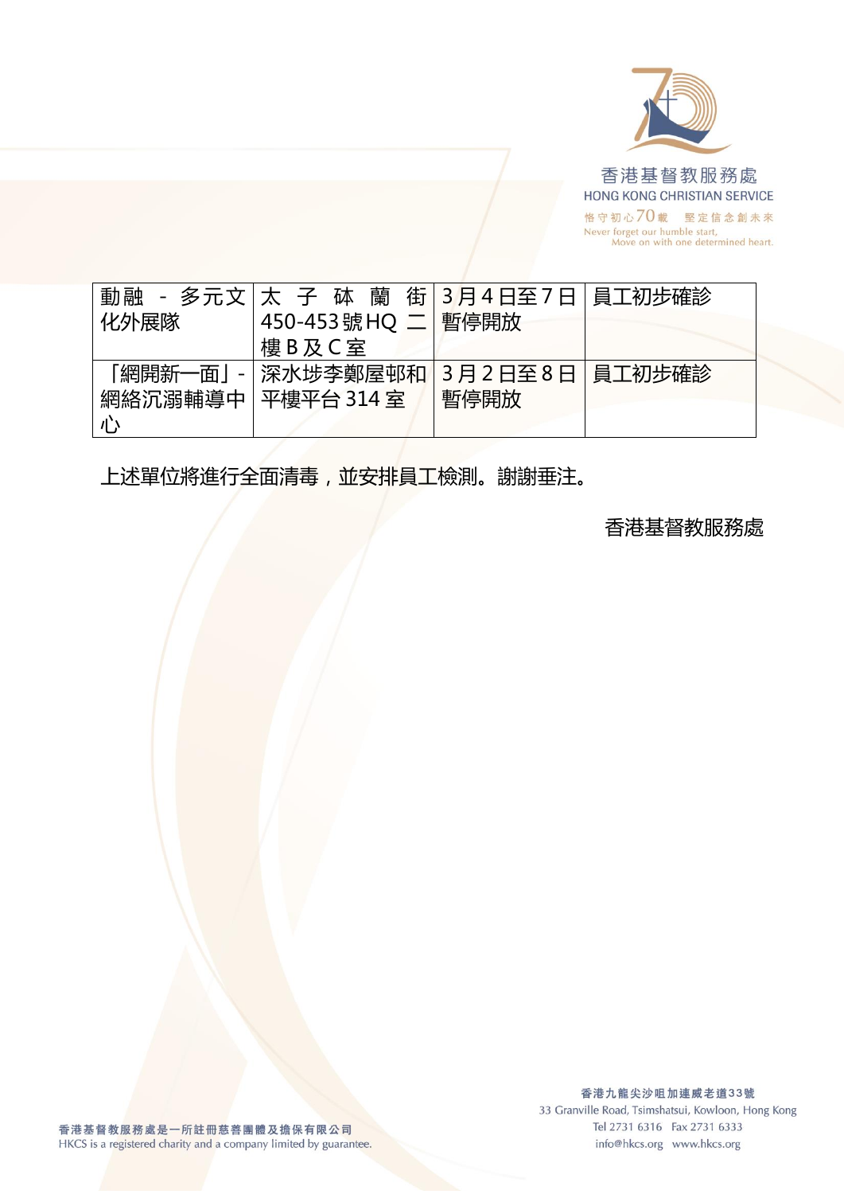| | | | |
|---|---|---|---|
| 動融 - 多元文化外展隊 | 太子砵蘭街450-453號HQ二樓B及C室 | 3月4日至7日暫停開放 | 員工初步確診 |
| 「網開新一面」-網絡沉溺輔導中心 | 深水埗李鄭屋邨和平樓平台314室 | 3月2日至8日暫停開放 | 員工初步確診 |

上述單位將進行全面清毒，並安排員工檢測。謝謝垂注。

香港基督教服務處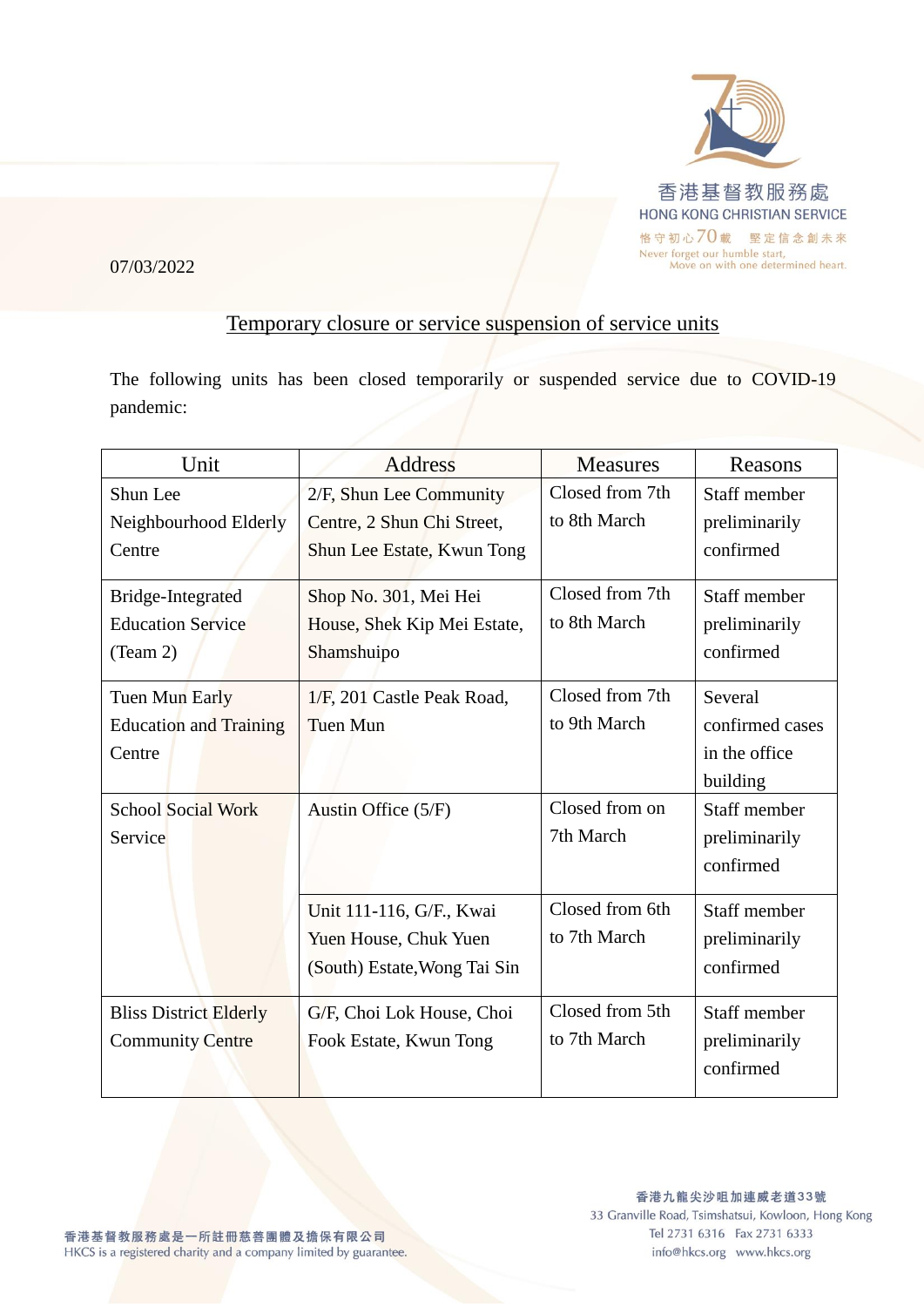香港基督教服務處
HONG KONG CHRISTIAN SERVICE
恪守初心70載 堅定信念創未來
Never forget our humble start, Move on with one determined heart.

07/03/2022

## Temporary closure or service suspension of service units

The following units has been closed temporarily or suspended service due to COVID-19 pandemic:

| Unit | Address | Measures | Reasons |
| --- | --- | --- | --- |
| Shun Lee Neighbourhood Elderly Centre | 2/F, Shun Lee Community Centre, 2 Shun Chi Street, Shun Lee Estate, Kwun Tong | Closed from 7th to 8th March | Staff member preliminarily confirmed |
| Bridge-Integrated Education Service (Team 2) | Shop No. 301, Mei Hei House, Shek Kip Mei Estate, Shamshuipo | Closed from 7th to 8th March | Staff member preliminarily confirmed |
| Tuen Mun Early Education and Training Centre | 1/F, 201 Castle Peak Road, Tuen Mun | Closed from 7th to 9th March | Several confirmed cases in the office building |
| School Social Work Service | Austin Office (5/F) | Closed from on 7th March | Staff member preliminarily confirmed |
| | Unit 111-116, G/F., Kwai Yuen House, Chuk Yuen (South) Estate,Wong Tai Sin | Closed from 6th to 7th March | Staff member preliminarily confirmed |
| Bliss District Elderly Community Centre | G/F, Choi Lok House, Choi Fook Estate, Kwun Tong | Closed from 5th to 7th March | Staff member preliminarily confirmed |

香港基督教服務處是一所註冊慈善團體及擔保有限公司
HKCS is a registered charity and a company limited by guarantee.

香港九龍尖沙咀加連威老道33號
33 Granville Road, Tsimshatsui, Kowloon, Hong Kong
Tel 2731 6316 Fax 2731 6333
info@hkcs.org www.hkcs.org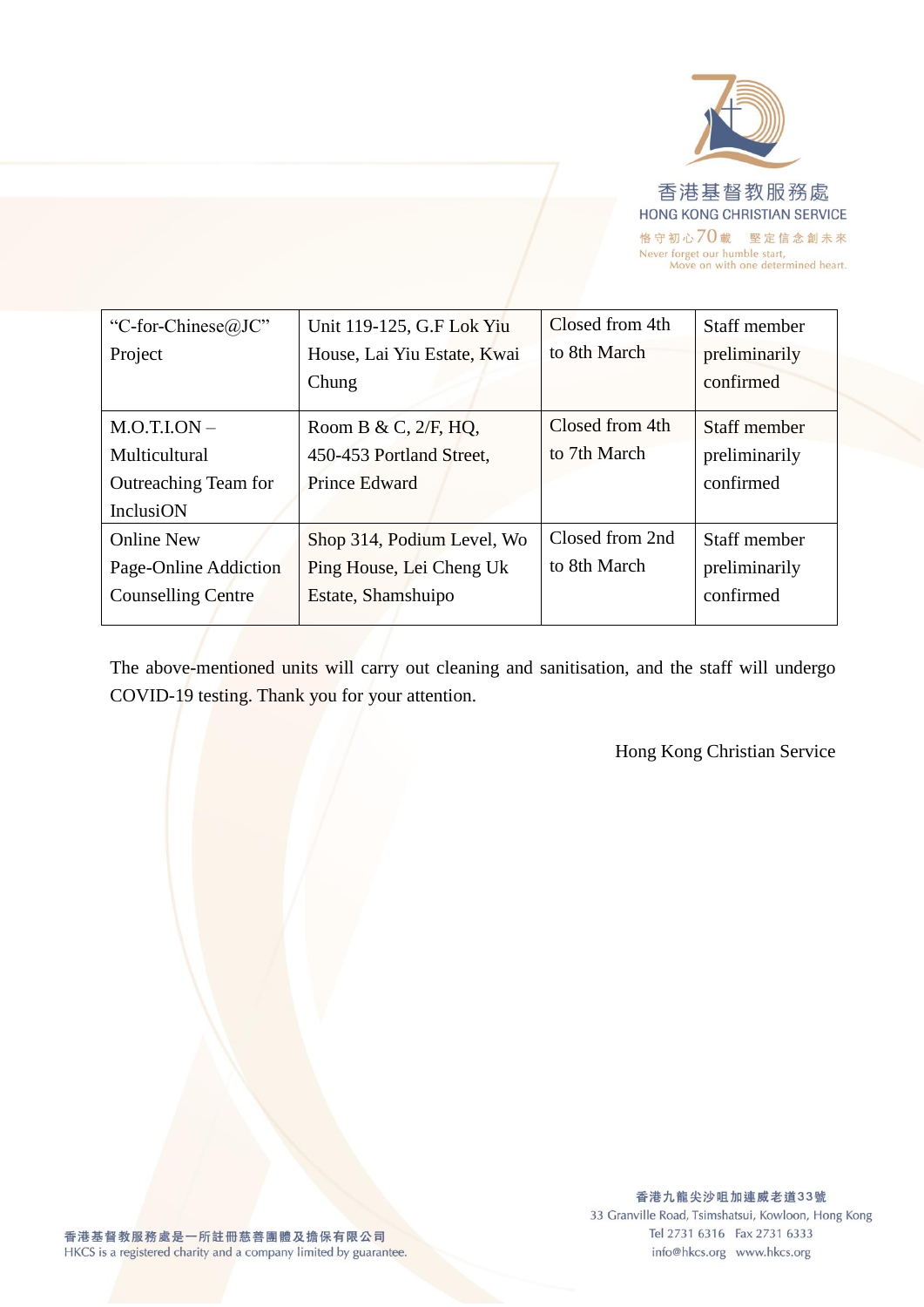| | | | |
|---|---|---|---|
| "C-for-Chinese@JC" Project | Unit 119-125, G.F Lok Yiu House, Lai Yiu Estate, Kwai Chung | Closed from 4th to 8th March | Staff member preliminarily confirmed |
| M.O.T.I.ON – Multicultural Outreaching Team for InclusiON | Room B & C, 2/F, HQ, 450-453 Portland Street, Prince Edward | Closed from 4th to 7th March | Staff member preliminarily confirmed |
| Online New Page-Online Addiction Counselling Centre | Shop 314, Podium Level, Wo Ping House, Lei Cheng Uk Estate, Shamshuipo | Closed from 2nd to 8th March | Staff member preliminarily confirmed |

The above-mentioned units will carry out cleaning and sanitisation, and the staff will undergo COVID-19 testing. Thank you for your attention.

Hong Kong Christian Service